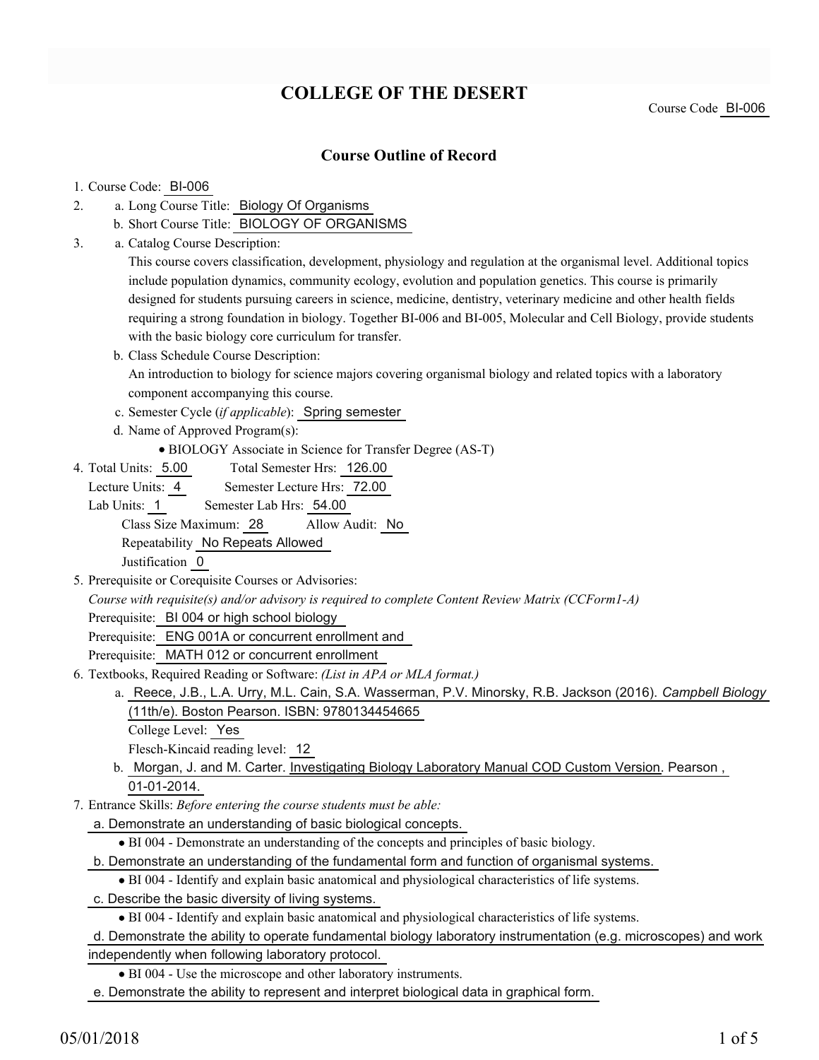# COLLEGE OF THE DESERT

Course Code BI-006

## Course Outline of Record

1. Course Code: BI-006
2. a. Long Course Title: Biology Of Organisms
   b. Short Course Title: BIOLOGY OF ORGANISMS
3. a. Catalog Course Description:
   This course covers classification, development, physiology and regulation at the organismal level. Additional topics include population dynamics, community ecology, evolution and population genetics. This course is primarily designed for students pursuing careers in science, medicine, dentistry, veterinary medicine and other health fields requiring a strong foundation in biology. Together BI-006 and BI-005, Molecular and Cell Biology, provide students with the basic biology core curriculum for transfer.
   b. Class Schedule Course Description:
   An introduction to biology for science majors covering organismal biology and related topics with a laboratory component accompanying this course.
   c. Semester Cycle (*if applicable*): Spring semester
   d. Name of Approved Program(s):
      - BIOLOGY Associate in Science for Transfer Degree (AS-T)
4. Total Units: 5.00 Total Semester Hrs: 126.00
   Lecture Units: 4 Semester Lecture Hrs: 72.00
   Lab Units: 1 Semester Lab Hrs: 54.00
   Class Size Maximum: 28 Allow Audit: No
   Repeatability No Repeats Allowed
   Justification 0
5. Prerequisite or Corequisite Courses or Advisories:
   *Course with requisite(s) and/or advisory is required to complete Content Review Matrix (CCForm1-A)*
   Prerequisite: BI 004 or high school biology
   Prerequisite: ENG 001A or concurrent enrollment and
   Prerequisite: MATH 012 or concurrent enrollment
6. Textbooks, Required Reading or Software: *(List in APA or MLA format.)*
   a. Reece, J.B., L.A. Urry, M.L. Cain, S.A. Wasserman, P.V. Minorsky, R.B. Jackson (2016). *Campbell Biology* (11th/e). Boston Pearson. ISBN: 9780134454665
      College Level: Yes
      Flesch-Kincaid reading level: 12
   b. Morgan, J. and M. Carter. Investigating Biology Laboratory Manual COD Custom Version. Pearson , 01-01-2014.
7. Entrance Skills: *Before entering the course students must be able:*
   a. Demonstrate an understanding of basic biological concepts.
      - BI 004 - Demonstrate an understanding of the concepts and principles of basic biology.
   b. Demonstrate an understanding of the fundamental form and function of organismal systems.
      - BI 004 - Identify and explain basic anatomical and physiological characteristics of life systems.
   c. Describe the basic diversity of living systems.
      - BI 004 - Identify and explain basic anatomical and physiological characteristics of life systems.
   d. Demonstrate the ability to operate fundamental biology laboratory instrumentation (e.g. microscopes) and work independently when following laboratory protocol.
      - BI 004 - Use the microscope and other laboratory instruments.
   e. Demonstrate the ability to represent and interpret biological data in graphical form.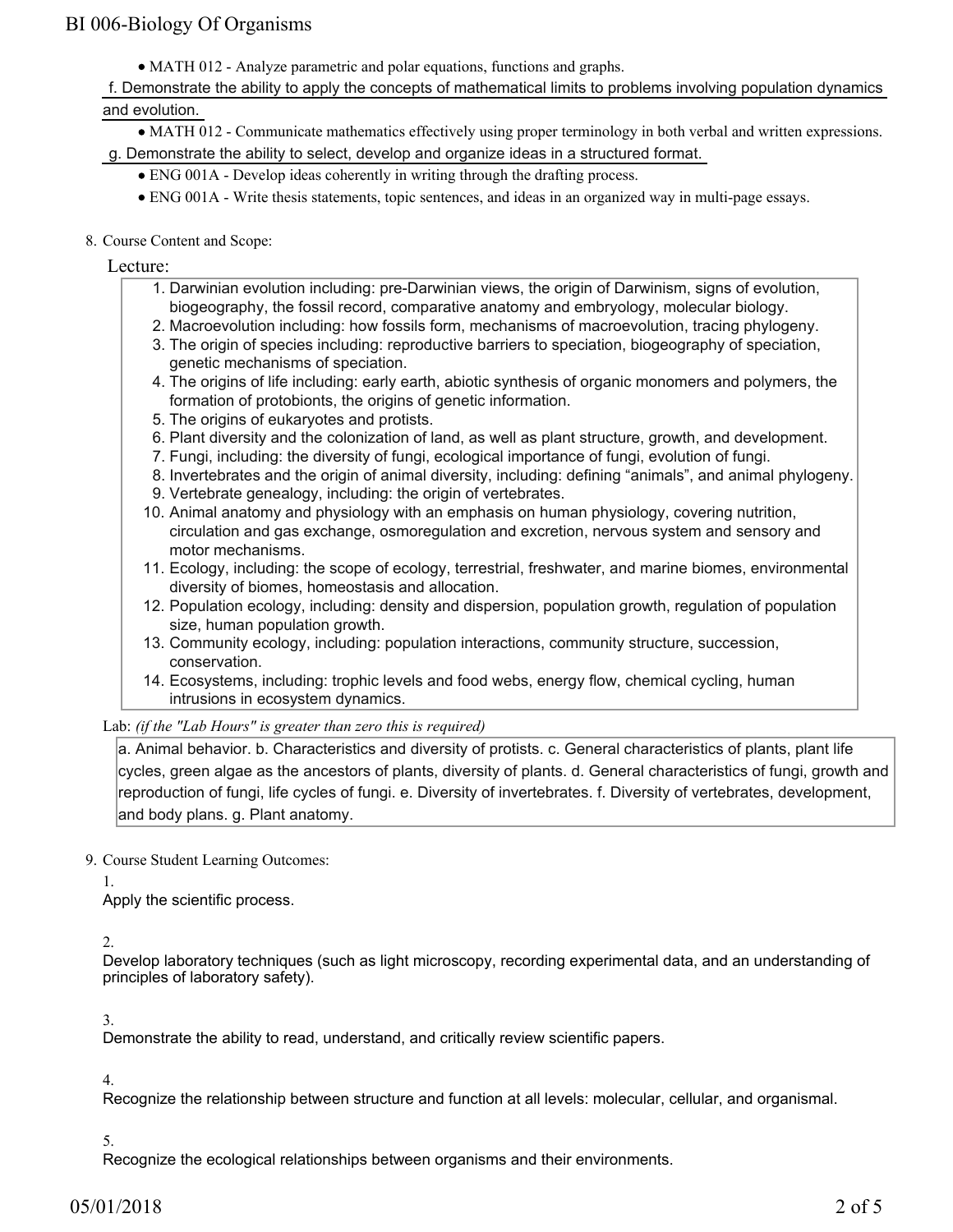- MATH 012 - Analyze parametric and polar equations, functions and graphs.

f. Demonstrate the ability to apply the concepts of mathematical limits to problems involving population dynamics and evolution.

- MATH 012 - Communicate mathematics effectively using proper terminology in both verbal and written expressions.

g. Demonstrate the ability to select, develop and organize ideas in a structured format.

- ENG 001A - Develop ideas coherently in writing through the drafting process.
- ENG 001A - Write thesis statements, topic sentences, and ideas in an organized way in multi-page essays.

8. Course Content and Scope:

Lecture:

1. Darwinian evolution including: pre-Darwinian views, the origin of Darwinism, signs of evolution, biogeography, the fossil record, comparative anatomy and embryology, molecular biology.
2. Macroevolution including: how fossils form, mechanisms of macroevolution, tracing phylogeny.
3. The origin of species including: reproductive barriers to speciation, biogeography of speciation, genetic mechanisms of speciation.
4. The origins of life including: early earth, abiotic synthesis of organic monomers and polymers, the formation of protobionts, the origins of genetic information.
5. The origins of eukaryotes and protists.
6. Plant diversity and the colonization of land, as well as plant structure, growth, and development.
7. Fungi, including: the diversity of fungi, ecological importance of fungi, evolution of fungi.
8. Invertebrates and the origin of animal diversity, including: defining "animals", and animal phylogeny.
9. Vertebrate genealogy, including: the origin of vertebrates.
10. Animal anatomy and physiology with an emphasis on human physiology, covering nutrition, circulation and gas exchange, osmoregulation and excretion, nervous system and sensory and motor mechanisms.
11. Ecology, including: the scope of ecology, terrestrial, freshwater, and marine biomes, environmental diversity of biomes, homeostasis and allocation.
12. Population ecology, including: density and dispersion, population growth, regulation of population size, human population growth.
13. Community ecology, including: population interactions, community structure, succession, conservation.
14. Ecosystems, including: trophic levels and food webs, energy flow, chemical cycling, human intrusions in ecosystem dynamics.

Lab: *(if the "Lab Hours" is greater than zero this is required)*

a. Animal behavior. b. Characteristics and diversity of protists. c. General characteristics of plants, plant life cycles, green algae as the ancestors of plants, diversity of plants. d. General characteristics of fungi, growth and reproduction of fungi, life cycles of fungi. e. Diversity of invertebrates. f. Diversity of vertebrates, development, and body plans. g. Plant anatomy.

9. Course Student Learning Outcomes:

1. Apply the scientific process.

2. Develop laboratory techniques (such as light microscopy, recording experimental data, and an understanding of principles of laboratory safety).

3. Demonstrate the ability to read, understand, and critically review scientific papers.

4. Recognize the relationship between structure and function at all levels: molecular, cellular, and organismal.

5. Recognize the ecological relationships between organisms and their environments.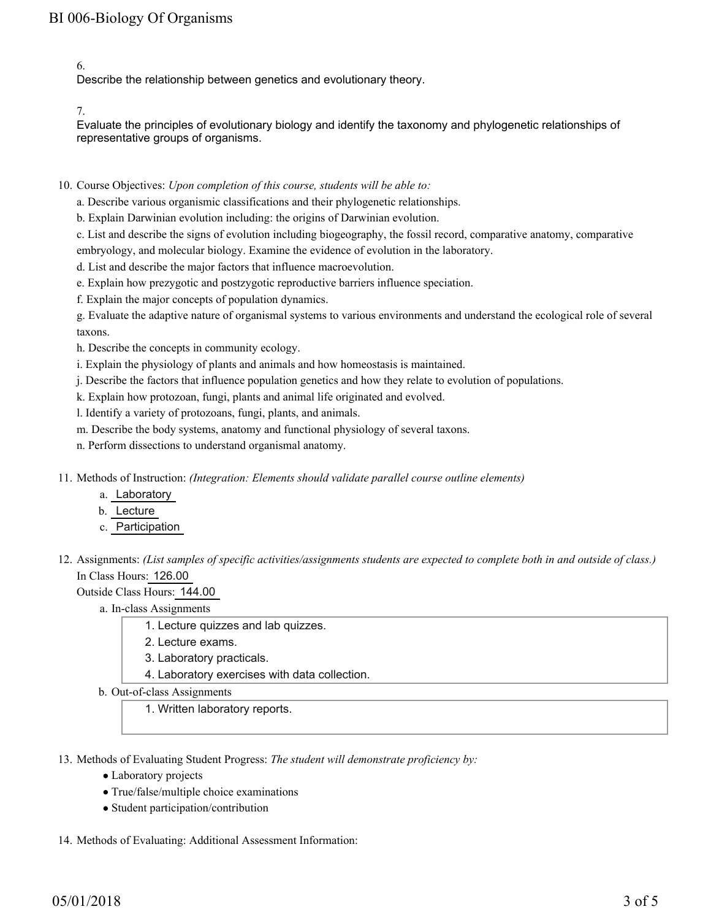6.
Describe the relationship between genetics and evolutionary theory.

7.
Evaluate the principles of evolutionary biology and identify the taxonomy and phylogenetic relationships of representative groups of organisms.

10. Course Objectives: *Upon completion of this course, students will be able to:*
    a. Describe various organismic classifications and their phylogenetic relationships.
    b. Explain Darwinian evolution including: the origins of Darwinian evolution.
    c. List and describe the signs of evolution including biogeography, the fossil record, comparative anatomy, comparative embryology, and molecular biology. Examine the evidence of evolution in the laboratory.
    d. List and describe the major factors that influence macroevolution.
    e. Explain how prezygotic and postzygotic reproductive barriers influence speciation.
    f. Explain the major concepts of population dynamics.
    g. Evaluate the adaptive nature of organismal systems to various environments and understand the ecological role of several taxons.
    h. Describe the concepts in community ecology.
    i. Explain the physiology of plants and animals and how homeostasis is maintained.
    j. Describe the factors that influence population genetics and how they relate to evolution of populations.
    k. Explain how protozoan, fungi, plants and animal life originated and evolved.
    l. Identify a variety of protozoans, fungi, plants, and animals.
    m. Describe the body systems, anatomy and functional physiology of several taxons.
    n. Perform dissections to understand organismal anatomy.

11. Methods of Instruction: *(Integration: Elements should validate parallel course outline elements)*
    a. Laboratory
    b. Lecture
    c. Participation

12. Assignments: *(List samples of specific activities/assignments students are expected to complete both in and outside of class.)*
    In Class Hours: 126.00
    Outside Class Hours: 144.00
    a. In-class Assignments
       1. Lecture quizzes and lab quizzes.
       2. Lecture exams.
       3. Laboratory practicals.
       4. Laboratory exercises with data collection.
    b. Out-of-class Assignments
       1. Written laboratory reports.

13. Methods of Evaluating Student Progress: *The student will demonstrate proficiency by:*
    - Laboratory projects
    - True/false/multiple choice examinations
    - Student participation/contribution

14. Methods of Evaluating: Additional Assessment Information: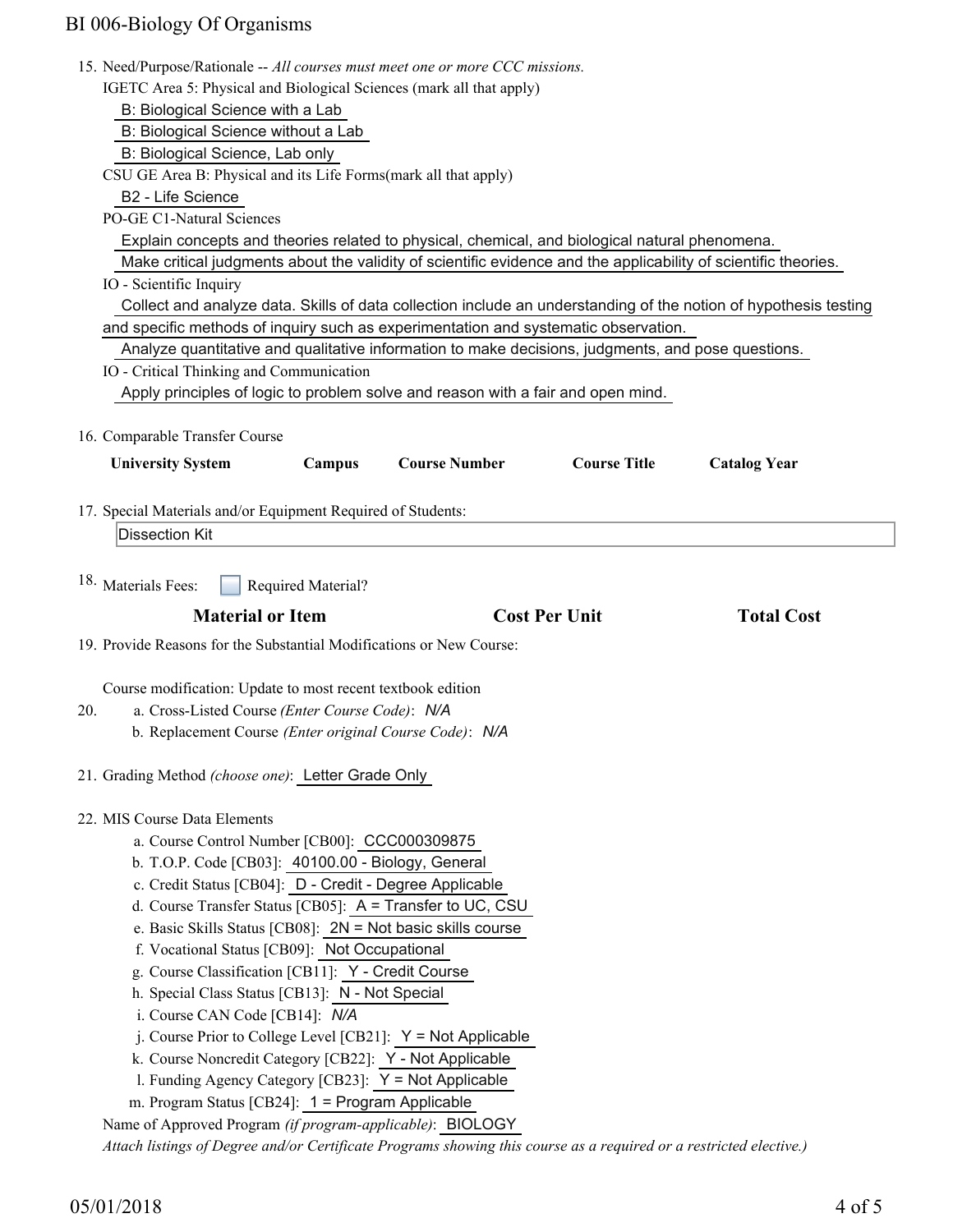15. Need/Purpose/Rationale -- *All courses must meet one or more CCC missions.*

    IGETC Area 5: Physical and Biological Sciences (mark all that apply)

    B: Biological Science with a Lab

    B: Biological Science without a Lab

    B: Biological Science, Lab only

    CSU GE Area B: Physical and its Life Forms(mark all that apply)

    B2 - Life Science

    PO-GE C1-Natural Sciences

    Explain concepts and theories related to physical, chemical, and biological natural phenomena.

    Make critical judgments about the validity of scientific evidence and the applicability of scientific theories.

    IO - Scientific Inquiry

    Collect and analyze data. Skills of data collection include an understanding of the notion of hypothesis testing and specific methods of inquiry such as experimentation and systematic observation.

    Analyze quantitative and qualitative information to make decisions, judgments, and pose questions.

    IO - Critical Thinking and Communication

    Apply principles of logic to problem solve and reason with a fair and open mind.

16. Comparable Transfer Course

| University System | Campus | Course Number | Course Title | Catalog Year |
|---|---|---|---|---|

17. Special Materials and/or Equipment Required of Students:

    Dissection Kit

18. Materials Fees: ☐ Required Material?

| Material or Item | Cost Per Unit | Total Cost |
|---|---|---|

19. Provide Reasons for the Substantial Modifications or New Course:

    Course modification: Update to most recent textbook edition

20. a. Cross-Listed Course *(Enter Course Code)*: *N/A*

    b. Replacement Course *(Enter original Course Code)*: *N/A*

21. Grading Method *(choose one)*: Letter Grade Only

22. MIS Course Data Elements

    a. Course Control Number [CB00]: CCC000309875

    b. T.O.P. Code [CB03]: 40100.00 - Biology, General

    c. Credit Status [CB04]: D - Credit - Degree Applicable

    d. Course Transfer Status [CB05]: A = Transfer to UC, CSU

    e. Basic Skills Status [CB08]: 2N = Not basic skills course

    f. Vocational Status [CB09]: Not Occupational

    g. Course Classification [CB11]: Y - Credit Course

    h. Special Class Status [CB13]: N - Not Special

    i. Course CAN Code [CB14]: *N/A*

    j. Course Prior to College Level [CB21]: Y = Not Applicable

    k. Course Noncredit Category [CB22]: Y - Not Applicable

    l. Funding Agency Category [CB23]: Y = Not Applicable

    m. Program Status [CB24]: 1 = Program Applicable

    Name of Approved Program *(if program-applicable)*: BIOLOGY

    *Attach listings of Degree and/or Certificate Programs showing this course as a required or a restricted elective.)*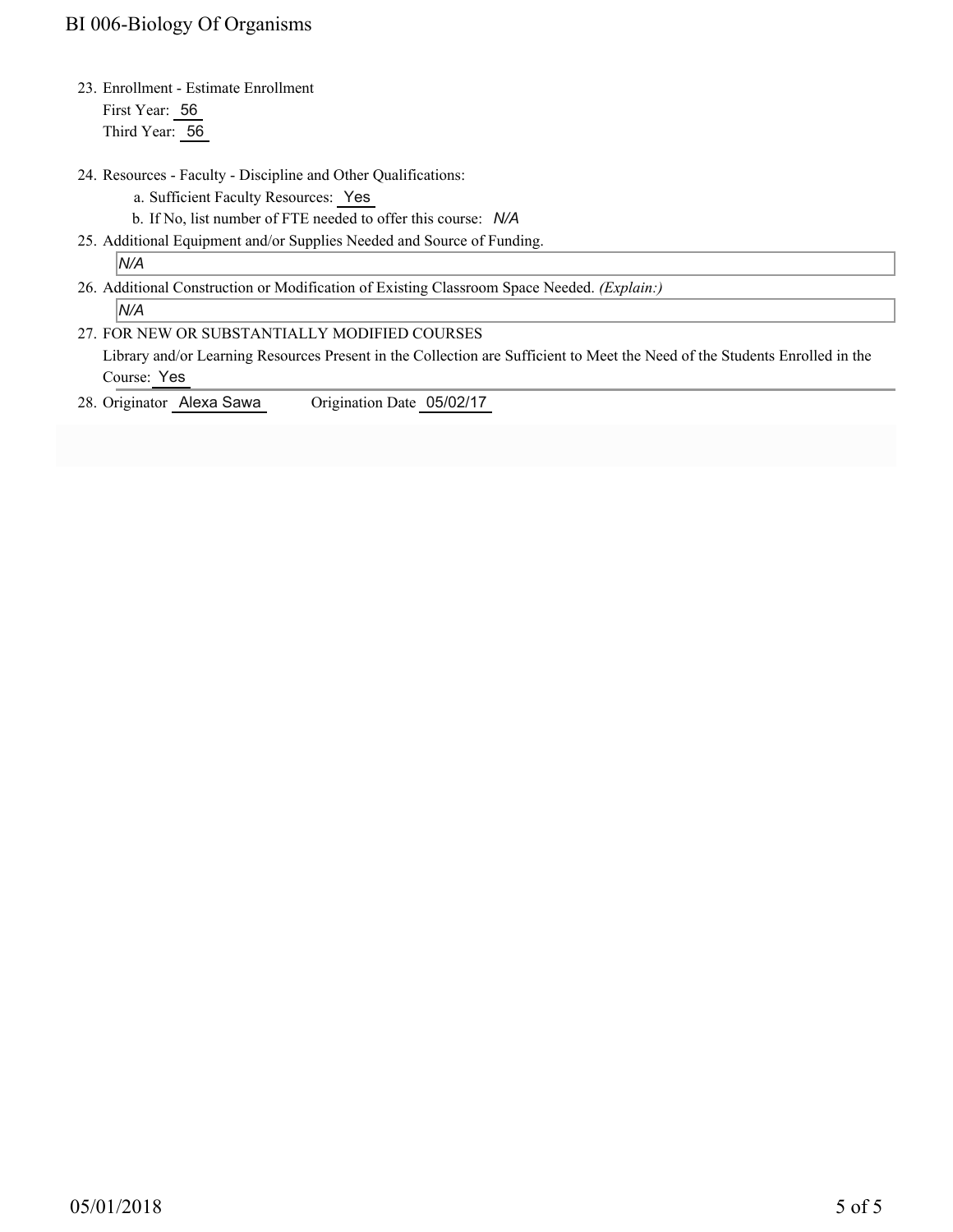23. Enrollment - Estimate Enrollment
    First Year: 56
    Third Year: 56

24. Resources - Faculty - Discipline and Other Qualifications:
    a. Sufficient Faculty Resources: Yes
    b. If No, list number of FTE needed to offer this course: *N/A*

25. Additional Equipment and/or Supplies Needed and Source of Funding.
    *N/A*

26. Additional Construction or Modification of Existing Classroom Space Needed. *(Explain:)*
    *N/A*

27. FOR NEW OR SUBSTANTIALLY MODIFIED COURSES
    Library and/or Learning Resources Present in the Collection are Sufficient to Meet the Need of the Students Enrolled in the Course: Yes

28. Originator Alexa Sawa    Origination Date 05/02/17